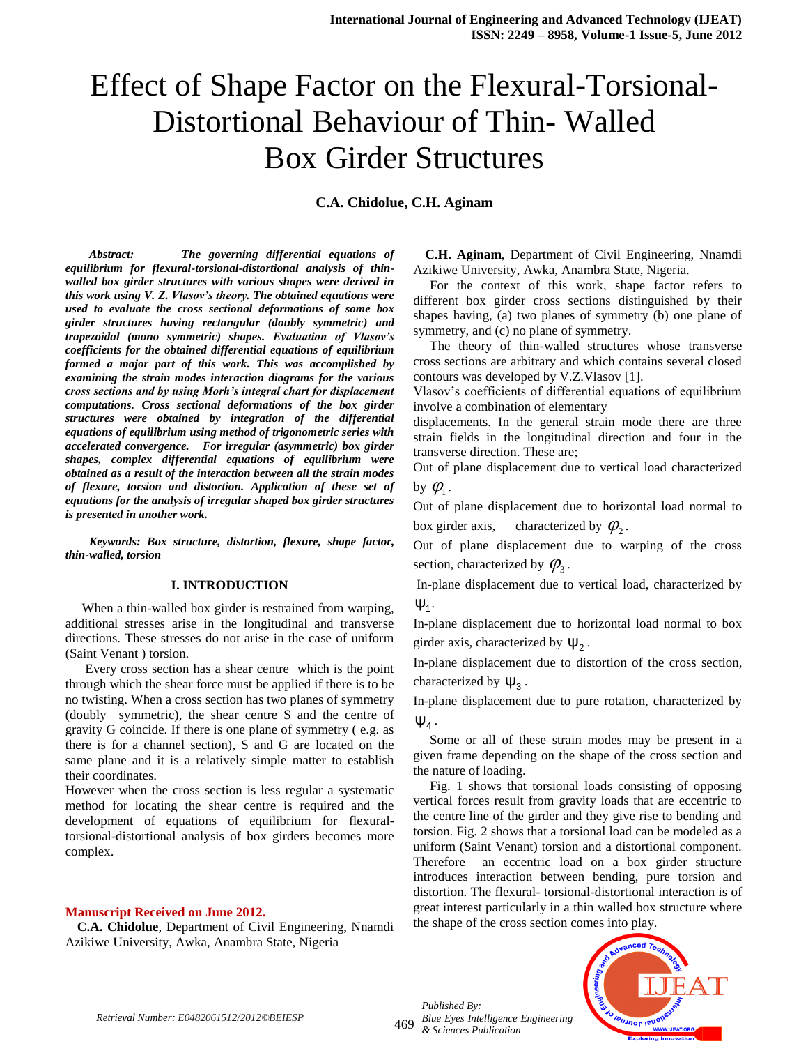# Effect of Shape Factor on the Flexural-Torsional-Distortional Behaviour of Thin- Walled Box Girder Structures

**C.A. Chidolue, C.H. Aginam**

***Abstract:*** ***The governing differential equations of equilibrium for flexural-torsional-distortional analysis of thin-walled box girder structures with various shapes were derived in this work using V. Z. Vlasov's theory. The obtained equations were used to evaluate the cross sectional deformations of some box girder structures having rectangular (doubly symmetric) and trapezoidal (mono symmetric) shapes. Evaluation of Vlasov's coefficients for the obtained differential equations of equilibrium formed a major part of this work. This was accomplished by examining the strain modes interaction diagrams for the various cross sections and by using Morh's integral chart for displacement computations. Cross sectional deformations of the box girder structures were obtained by integration of the differential equations of equilibrium using method of trigonometric series with accelerated convergence. For irregular (asymmetric) box girder shapes, complex differential equations of equilibrium were obtained as a result of the interaction between all the strain modes of flexure, torsion and distortion. Application of these set of equations for the analysis of irregular shaped box girder structures is presented in another work.***

***Keywords: Box structure, distortion, flexure, shape factor, thin-walled, torsion***

## I. INTRODUCTION

When a thin-walled box girder is restrained from warping, additional stresses arise in the longitudinal and transverse directions. These stresses do not arise in the case of uniform (Saint Venant ) torsion.

Every cross section has a shear centre which is the point through which the shear force must be applied if there is to be no twisting. When a cross section has two planes of symmetry (doubly symmetric), the shear centre S and the centre of gravity G coincide. If there is one plane of symmetry ( e.g. as there is for a channel section), S and G are located on the same plane and it is a relatively simple matter to establish their coordinates.

However when the cross section is less regular a systematic method for locating the shear centre is required and the development of equations of equilibrium for flexural-torsional-distortional analysis of box girders becomes more complex.

**Manuscript Received on June 2012.**

**C.A. Chidolue**, Department of Civil Engineering, Nnamdi Azikiwe University, Awka, Anambra State, Nigeria

**C.H. Aginam**, Department of Civil Engineering, Nnamdi Azikiwe University, Awka, Anambra State, Nigeria.

For the context of this work, shape factor refers to different box girder cross sections distinguished by their shapes having, (a) two planes of symmetry (b) one plane of symmetry, and (c) no plane of symmetry.

The theory of thin-walled structures whose transverse cross sections are arbitrary and which contains several closed contours was developed by V.Z.Vlasov [1].

Vlasov's coefficients of differential equations of equilibrium involve a combination of elementary displacements. In the general strain mode there are three strain fields in the longitudinal direction and four in the transverse direction. These are;

Out of plane displacement due to vertical load characterized by $\varphi_1$.

Out of plane displacement due to horizontal load normal to box girder axis, characterized by $\varphi_2$.

Out of plane displacement due to warping of the cross section, characterized by $\varphi_3$.

In-plane displacement due to vertical load, characterized by $\psi_1$.

In-plane displacement due to horizontal load normal to box girder axis, characterized by $\psi_2$.

In-plane displacement due to distortion of the cross section, characterized by $\psi_3$.

In-plane displacement due to pure rotation, characterized by $\psi_4$.

Some or all of these strain modes may be present in a given frame depending on the shape of the cross section and the nature of loading.

Fig. 1 shows that torsional loads consisting of opposing vertical forces result from gravity loads that are eccentric to the centre line of the girder and they give rise to bending and torsion. Fig. 2 shows that a torsional load can be modeled as a uniform (Saint Venant) torsion and a distortional component. Therefore an eccentric load on a box girder structure introduces interaction between bending, pure torsion and distortion. The flexural- torsional-distortional interaction is of great interest particularly in a thin walled box structure where the shape of the cross section comes into play.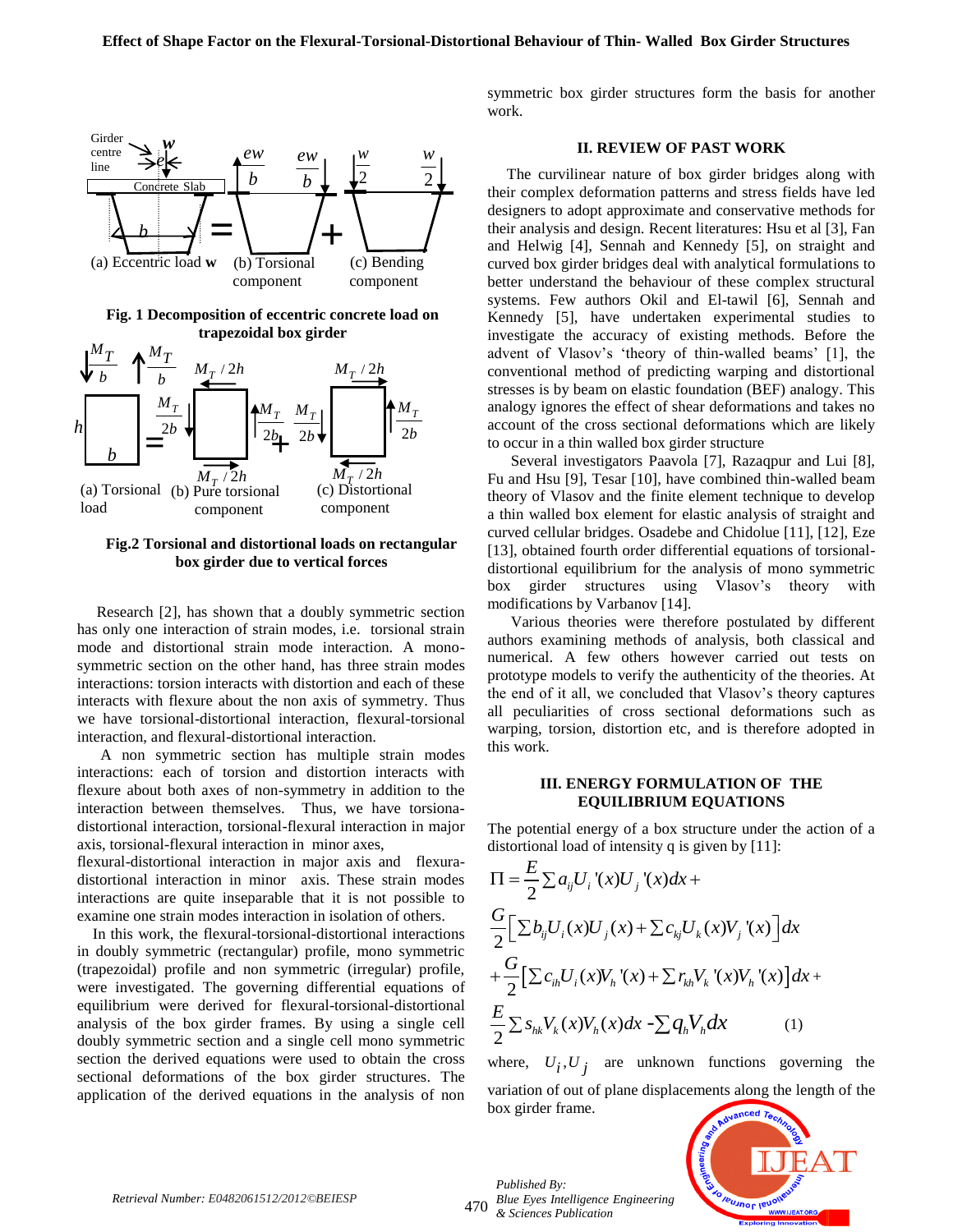(a) Eccentric load **w** (b) Torsional component (c) Bending component

**Fig. 1 Decomposition of eccentric concrete load on trapezoidal box girder**

(a) Torsional load (b) Pure torsional component (c) Distortional component

**Fig.2 Torsional and distortional loads on rectangular box girder due to vertical forces**

Research [2], has shown that a doubly symmetric section has only one interaction of strain modes, i.e. torsional strain mode and distortional strain mode interaction. A mono-symmetric section on the other hand, has three strain modes interactions: torsion interacts with distortion and each of these interacts with flexure about the non axis of symmetry. Thus we have torsional-distortional interaction, flexural-torsional interaction, and flexural-distortional interaction.

A non symmetric section has multiple strain modes interactions: each of torsion and distortion interacts with flexure about both axes of non-symmetry in addition to the interaction between themselves. Thus, we have torsiona-distortional interaction, torsional-flexural interaction in major axis, torsional-flexural interaction in minor axes, flexural-distortional interaction in major axis and flexura-distortional interaction in minor axis. These strain modes interactions are quite inseparable that it is not possible to examine one strain modes interaction in isolation of others.

In this work, the flexural-torsional-distortional interactions in doubly symmetric (rectangular) profile, mono symmetric (trapezoidal) profile and non symmetric (irregular) profile, were investigated. The governing differential equations of equilibrium were derived for flexural-torsional-distortional analysis of the box girder frames. By using a single cell doubly symmetric section and a single cell mono symmetric section the derived equations were used to obtain the cross sectional deformations of the box girder structures. The application of the derived equations in the analysis of non symmetric box girder structures form the basis for another work.

## II. REVIEW OF PAST WORK

The curvilinear nature of box girder bridges along with their complex deformation patterns and stress fields have led designers to adopt approximate and conservative methods for their analysis and design. Recent literatures: Hsu et al [3], Fan and Helwig [4], Sennah and Kennedy [5], on straight and curved box girder bridges deal with analytical formulations to better understand the behaviour of these complex structural systems. Few authors Okil and El-tawil [6], Sennah and Kennedy [5], have undertaken experimental studies to investigate the accuracy of existing methods. Before the advent of Vlasov's 'theory of thin-walled beams' [1], the conventional method of predicting warping and distortional stresses is by beam on elastic foundation (BEF) analogy. This analogy ignores the effect of shear deformations and takes no account of the cross sectional deformations which are likely to occur in a thin walled box girder structure

Several investigators Paavola [7], Razaqpur and Lui [8], Fu and Hsu [9], Tesar [10], have combined thin-walled beam theory of Vlasov and the finite element technique to develop a thin walled box element for elastic analysis of straight and curved cellular bridges. Osadebe and Chidolue [11], [12], Eze [13], obtained fourth order differential equations of torsional-distortional equilibrium for the analysis of mono symmetric box girder structures using Vlasov's theory with modifications by Varbanov [14].

Various theories were therefore postulated by different authors examining methods of analysis, both classical and numerical. A few others however carried out tests on prototype models to verify the authenticity of the theories. At the end of it all, we concluded that Vlasov's theory captures all peculiarities of cross sectional deformations such as warping, torsion, distortion etc, and is therefore adopted in this work.

## III. ENERGY FORMULATION OF THE EQUILIBRIUM EQUATIONS

The potential energy of a box structure under the action of a distortional load of intensity q is given by [11]:

$$\Pi = \frac{E}{2}\sum a_{ij}U_i'(x)U_j'(x)dx +$$
$$\frac{G}{2}\left[\sum b_{ij}U_i(x)U_j(x) + \sum c_{kj}U_k(x)V_j'(x)\right]dx$$
$$+\frac{G}{2}\left[\sum c_{ih}U_i(x)V_h'(x) + \sum r_{kh}V_k'(x)V_h'(x)\right]dx +$$
$$\frac{E}{2}\sum s_{hk}V_k(x)V_h(x)dx - \sum q_h V_h dx \qquad (1)$$

where, $U_i, U_j$ are unknown functions governing the variation of out of plane displacements along the length of the box girder frame.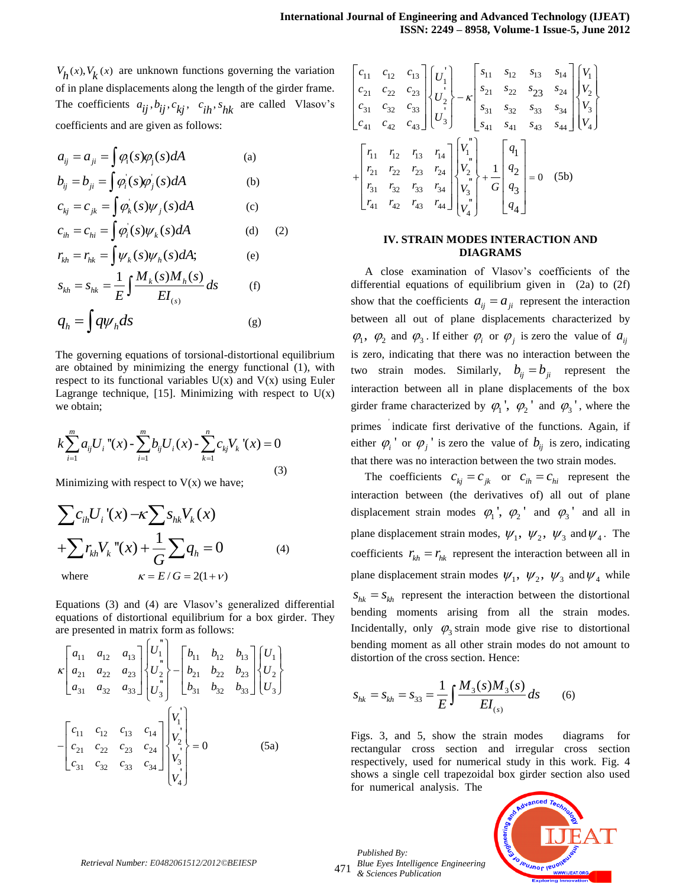$V_h(x), V_k(x)$ are unknown functions governing the variation of in plane displacements along the length of the girder frame. The coefficients $a_{ij}, b_{ij}, c_{kj}, c_{ih}, s_{hk}$ are called Vlasov's coefficients and are given as follows:

$$a_{ij} = a_{ji} = \int \varphi_i(s)\varphi_j(s)dA \qquad (a)$$

$$b_{ij} = b_{ji} = \int \varphi_i^{'}(s)\varphi_j^{'}(s)dA \qquad (b)$$

$$c_{kj} = c_{jk} = \int \varphi_k^{'}(s)\psi_j(s)dA \qquad (c)$$

$$c_{ih} = c_{hi} = \int \varphi_i^{'}(s)\psi_k(s)dA \qquad (d) \qquad (2)$$

$$r_{kh} = r_{hk} = \int \psi_k(s)\psi_h(s)dA; \qquad (e)$$

$$s_{kh} = s_{hk} = \frac{1}{E}\int \frac{M_k(s)M_h(s)}{EI_{(s)}}ds \qquad (f)$$

$$q_h = \int q\psi_h ds \qquad (g)$$

The governing equations of torsional-distortional equilibrium are obtained by minimizing the energy functional (1), with respect to its functional variables U(x) and V(x) using Euler Lagrange technique, [15]. Minimizing with respect to U(x) we obtain;

$$k\sum_{i=1}^{m} a_{ij}U_i\text{''}(x) - \sum_{i=1}^{m} b_{ij}U_i(x) - \sum_{k=1}^{n} c_{kj}V_k\text{'}(x) = 0 \qquad (3)$$

Minimizing with respect to V(x) we have;

$$\sum c_{ih}U_i\text{'}(x) - \kappa\sum s_{hk}V_k(x) + \sum r_{kh}V_k\text{''}(x) + \frac{1}{G}\sum q_h = 0 \qquad (4)$$

where $\kappa = E/G = 2(1+\nu)$

Equations (3) and (4) are Vlasov's generalized differential equations of distortional equilibrium for a box girder. They are presented in matrix form as follows:

$$\kappa\begin{bmatrix} a_{11} & a_{12} & a_{13} \\ a_{21} & a_{22} & a_{23} \\ a_{31} & a_{32} & a_{33} \end{bmatrix}\begin{Bmatrix} U_1^{''} \\ U_2^{''} \\ U_3^{''} \end{Bmatrix} - \begin{bmatrix} b_{11} & b_{12} & b_{13} \\ b_{21} & b_{22} & b_{23} \\ b_{31} & b_{32} & b_{33} \end{bmatrix}\begin{Bmatrix} U_1 \\ U_2 \\ U_3 \end{Bmatrix} - \begin{bmatrix} c_{11} & c_{12} & c_{13} & c_{14} \\ c_{21} & c_{22} & c_{23} & c_{24} \\ c_{31} & c_{32} & c_{33} & c_{34} \end{bmatrix}\begin{Bmatrix} V_1^{'} \\ V_2^{'} \\ V_3^{'} \\ V_4^{'} \end{Bmatrix} = 0 \qquad (5a)$$

$$\begin{bmatrix} c_{11} & c_{12} & c_{13} \\ c_{21} & c_{22} & c_{23} \\ c_{31} & c_{32} & c_{33} \\ c_{41} & c_{42} & c_{43} \end{bmatrix}\begin{Bmatrix} U_1^{'} \\ U_2^{'} \\ U_3^{'} \end{Bmatrix} - \kappa\begin{bmatrix} s_{11} & s_{12} & s_{13} & s_{14} \\ s_{21} & s_{22} & s_{23} & s_{24} \\ s_{31} & s_{32} & s_{33} & s_{34} \\ s_{41} & s_{41} & s_{43} & s_{44} \end{bmatrix}\begin{Bmatrix} V_1 \\ V_2 \\ V_3 \\ V_4 \end{Bmatrix} + \begin{bmatrix} r_{11} & r_{12} & r_{13} & r_{14} \\ r_{21} & r_{22} & r_{23} & r_{24} \\ r_{31} & r_{32} & r_{33} & r_{34} \\ r_{41} & r_{42} & r_{43} & r_{44} \end{bmatrix}\begin{Bmatrix} V_1^{''} \\ V_2^{''} \\ V_3^{''} \\ V_4^{''} \end{Bmatrix} + \frac{1}{G}\begin{bmatrix} q_1 \\ q_2 \\ q_3 \\ q_4 \end{bmatrix} = 0 \qquad (5b)$$

## IV. STRAIN MODES INTERACTION AND DIAGRAMS

A close examination of Vlasov's coefficients of the differential equations of equilibrium given in (2a) to (2f) show that the coefficients $a_{ij} = a_{ji}$ represent the interaction between all out of plane displacements characterized by $\varphi_1$, $\varphi_2$ and $\varphi_3$. If either $\varphi_i$ or $\varphi_j$ is zero the value of $a_{ij}$ is zero, indicating that there was no interaction between the two strain modes. Similarly, $b_{ij} = b_{ji}$ represent the interaction between all in plane displacements of the box girder frame characterized by $\varphi_1'$, $\varphi_2'$ and $\varphi_3'$, where the primes $'$ indicate first derivative of the functions. Again, if either $\varphi_i'$ or $\varphi_j'$ is zero the value of $b_{ij}$ is zero, indicating that there was no interaction between the two strain modes.

The coefficients $c_{kj} = c_{jk}$ or $c_{ih} = c_{hi}$ represent the interaction between (the derivatives of) all out of plane displacement strain modes $\varphi_1'$, $\varphi_2'$ and $\varphi_3'$ and all in plane displacement strain modes, $\psi_1$, $\psi_2$, $\psi_3$ and $\psi_4$. The coefficients $r_{kh} = r_{hk}$ represent the interaction between all in plane displacement strain modes $\psi_1$, $\psi_2$, $\psi_3$ and $\psi_4$ while $s_{hk} = s_{kh}$ represent the interaction between the distortional bending moments arising from all the strain modes. Incidentally, only $\varphi_3$ strain mode give rise to distortional bending moment as all other strain modes do not amount to distortion of the cross section. Hence:

$$s_{hk} = s_{kh} = s_{33} = \frac{1}{E}\int \frac{M_3(s)M_3(s)}{EI_{(s)}}ds \qquad (6)$$

Figs. 3, and 5, show the strain modes diagrams for rectangular cross section and irregular cross section respectively, used for numerical study in this work. Fig. 4 shows a single cell trapezoidal box girder section also used for numerical analysis. The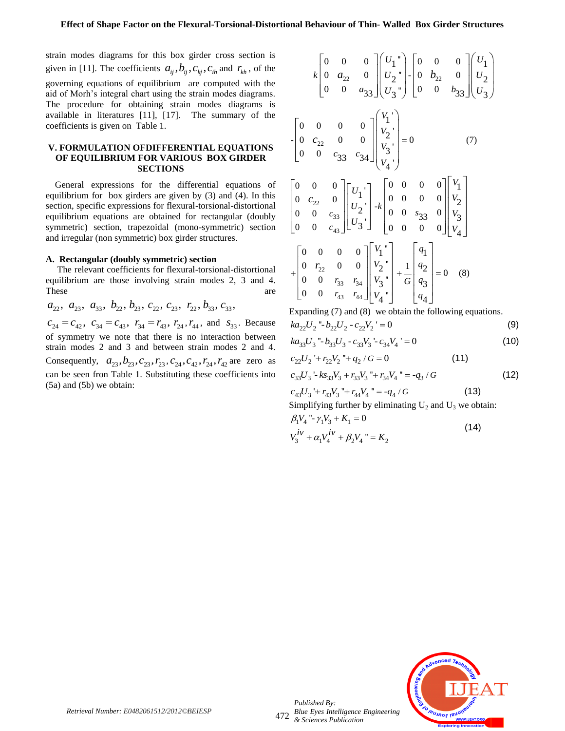strain modes diagrams for this box girder cross section is given in [11]. The coefficients $a_{ij}, b_{ij}, c_{kj}, c_{ih}$ and $r_{kh}$, of the governing equations of equilibrium are computed with the aid of Morh's integral chart using the strain modes diagrams. The procedure for obtaining strain modes diagrams is available in literatures [11], [17]. The summary of the coefficients is given on Table 1.

## V. FORMULATION OFDIFFERENTIAL EQUATIONS OF EQUILIBRIUM FOR VARIOUS BOX GIRDER SECTIONS

General expressions for the differential equations of equilibrium for box girders are given by (3) and (4). In this section, specific expressions for flexural-torsional-distortional equilibrium equations are obtained for rectangular (doubly symmetric) section, trapezoidal (mono-symmetric) section and irregular (non symmetric) box girder structures.

### A. Rectangular (doubly symmetric) section

The relevant coefficients for flexural-torsional-distortional equilibrium are those involving strain modes 2, 3 and 4. These are

$a_{22},\ a_{23},\ a_{33},\ b_{22}, b_{23},\ c_{22},\ c_{23},\ r_{22}, b_{33}, c_{33},$

$c_{24} = c_{42},\ c_{34} = c_{43},\ r_{34} = r_{43},\ r_{24}, r_{44},$ and $s_{33}$. Because of symmetry we note that there is no interaction between strain modes 2 and 3 and between strain modes 2 and 4. Consequently, $a_{23}, b_{23}, c_{23}, r_{23}, c_{24}, c_{42}, r_{24}, r_{42}$ are zero as can be seen fron Table 1. Substituting these coefficients into (5a) and (5b) we obtain:

$$k\begin{bmatrix} 0 & 0 & 0 \\ 0 & a_{22} & 0 \\ 0 & 0 & a_{33} \end{bmatrix}\begin{pmatrix} U_1'' \\ U_2'' \\ U_3'' \end{pmatrix} - \begin{bmatrix} 0 & 0 & 0 \\ 0 & b_{22} & 0 \\ 0 & 0 & b_{33} \end{bmatrix}\begin{pmatrix} U_1 \\ U_2 \\ U_3 \end{pmatrix}$$

$$-\begin{bmatrix} 0 & 0 & 0 & 0 \\ 0 & c_{22} & 0 & 0 \\ 0 & 0 & c_{33} & c_{34} \end{bmatrix}\begin{pmatrix} V_1' \\ V_2' \\ V_3' \\ V_4' \end{pmatrix} = 0 \qquad (7)$$

$$\begin{bmatrix} 0 & 0 & 0 \\ 0 & c_{22} & 0 \\ 0 & 0 & c_{33} \\ 0 & 0 & c_{43} \end{bmatrix}\begin{bmatrix} U_1' \\ U_2' \\ U_3' \end{bmatrix} - k\begin{bmatrix} 0 & 0 & 0 & 0 \\ 0 & 0 & 0 & 0 \\ 0 & 0 & s_{33} & 0 \\ 0 & 0 & 0 & 0 \end{bmatrix}\begin{bmatrix} V_1 \\ V_2 \\ V_3 \\ V_4 \end{bmatrix}$$

$$+\begin{bmatrix} 0 & 0 & 0 & 0 \\ 0 & r_{22} & 0 & 0 \\ 0 & 0 & r_{33} & r_{34} \\ 0 & 0 & r_{43} & r_{44} \end{bmatrix}\begin{bmatrix} V_1'' \\ V_2'' \\ V_3'' \\ V_4'' \end{bmatrix} + \frac{1}{G}\begin{bmatrix} q_1 \\ q_2 \\ q_3 \\ q_4 \end{bmatrix} = 0 \qquad (8)$$

Expanding (7) and (8) we obtain the following equations.

$$ka_{22}U_2'' - b_{22}U_2 - c_{22}V_2' = 0 \qquad (9)$$

$$ka_{33}U_3'' - b_{33}U_3 - c_{33}V_3' - c_{34}V_4' = 0 \qquad (10)$$

$$c_{22}U_2' + r_{22}V_2'' + q_2 / G = 0 \qquad (11)$$

$$c_{33}U_3' - ks_{33}V_3 + r_{33}V_3'' + r_{34}V_4'' = -q_3 / G \qquad (12)$$

$$c_{43}U_3' + r_{43}V_3'' + r_{44}V_4'' = -q_4 / G \qquad (13)$$

Simplifying further by eliminating $U_2$ and $U_3$ we obtain:

$$\beta_1 V_4'' - \gamma_1 V_3 + K_1 = 0$$
$$V_3^{iv} + \alpha_1 V_4^{iv} + \beta_2 V_4'' = K_2 \qquad (14)$$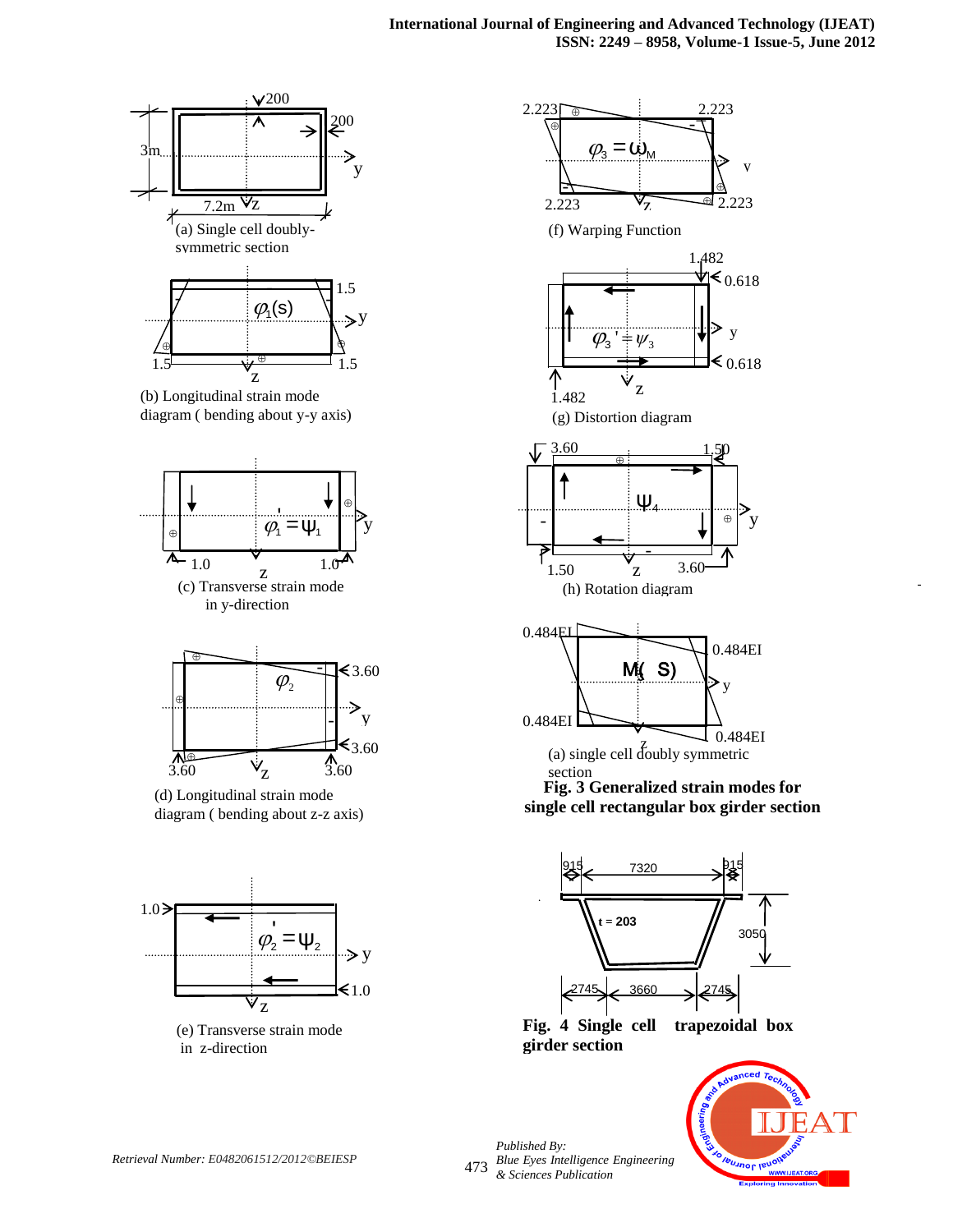(a) Single cell doubly-symmetric section

(b) Longitudinal strain mode diagram ( bending about y-y axis)

(c) Transverse strain mode in y-direction

(d) Longitudinal strain mode diagram ( bending about z-z axis)

(e) Transverse strain mode in z-direction

(f) Warping Function

(g) Distortion diagram

(h) Rotation diagram

(a) single cell doubly symmetric section

**Fig. 3 Generalized strain modes for single cell rectangular box girder section**

**Fig. 4 Single cell trapezoidal box girder section**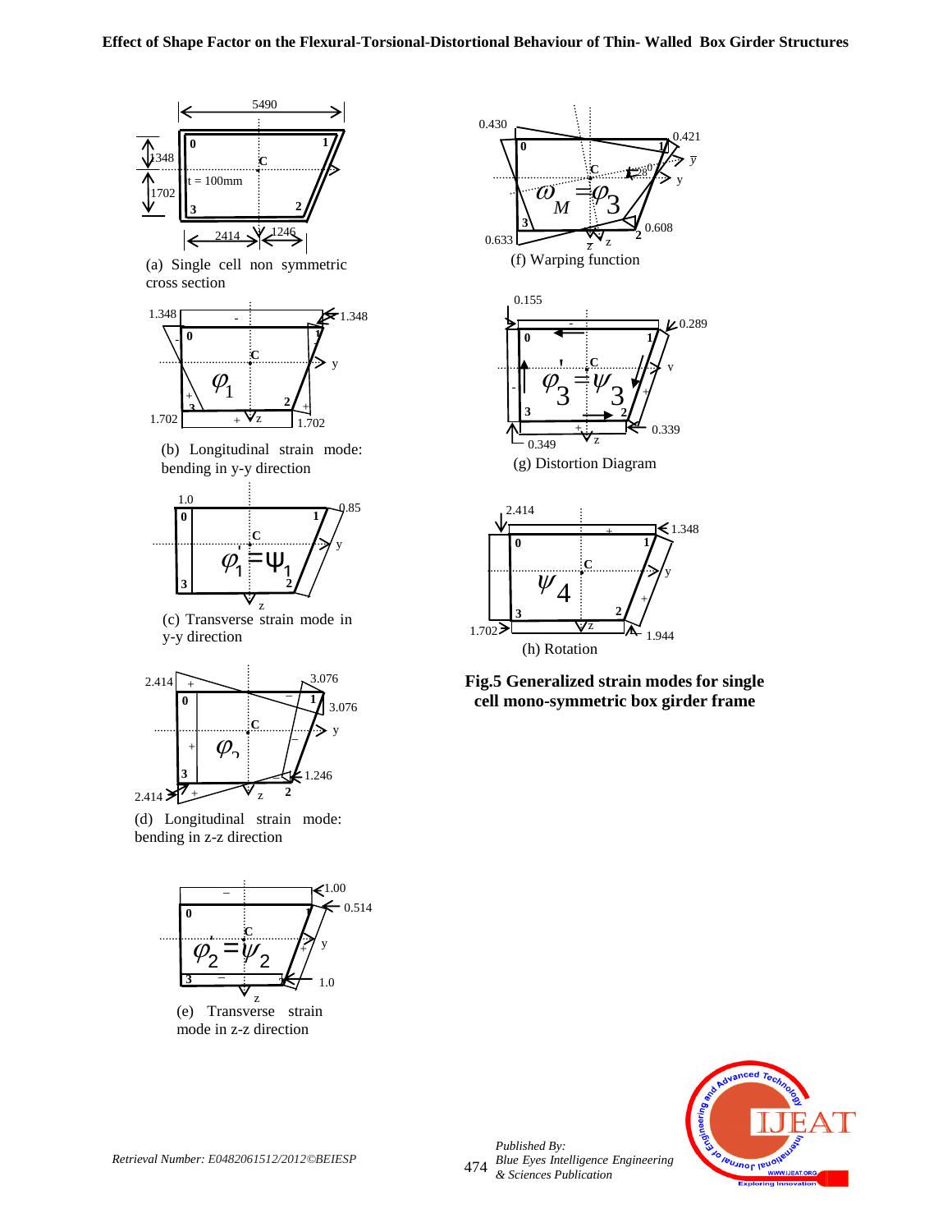(a) Single cell non symmetric cross section

(b) Longitudinal strain mode: bending in y-y direction

(c) Transverse strain mode in y-y direction

(d) Longitudinal strain mode: bending in z-z direction

(e) Transverse strain mode in z-z direction

(f) Warping function

(g) Distortion Diagram

(h) Rotation

**Fig.5 Generalized strain modes for single cell mono-symmetric box girder frame**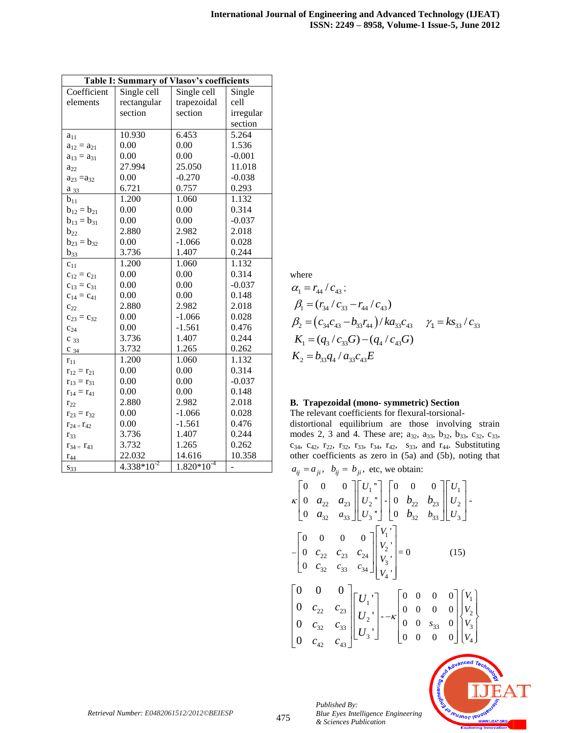**Table I: Summary of Vlasov's coefficients**

| Coefficient elements | Single cell rectangular section | Single cell trapezoidal section | Single cell irregular section |
|---|---|---|---|
| $a_{11}$ | 10.930 | 6.453 | 5.264 |
| $a_{12} = a_{21}$ | 0.00 | 0.00 | 1.536 |
| $a_{13} = a_{31}$ | 0.00 | 0.00 | -0.001 |
| $a_{22}$ | 27.994 | 25.050 | 11.018 |
| $a_{23} = a_{32}$ | 0.00 | -0.270 | -0.038 |
| $a_{33}$ | 6.721 | 0.757 | 0.293 |
| $b_{11}$ | 1.200 | 1.060 | 1.132 |
| $b_{12} = b_{21}$ | 0.00 | 0.00 | 0.314 |
| $b_{13} = b_{31}$ | 0.00 | 0.00 | -0.037 |
| $b_{22}$ | 2.880 | 2.982 | 2.018 |
| $b_{23} = b_{32}$ | 0.00 | -1.066 | 0.028 |
| $b_{33}$ | 3.736 | 1.407 | 0.244 |
| $c_{11}$ | 1.200 | 1.060 | 1.132 |
| $c_{12} = c_{21}$ | 0.00 | 0.00 | 0.314 |
| $c_{13} = c_{31}$ | 0.00 | 0.00 | -0.037 |
| $c_{14} = c_{41}$ | 0.00 | 0.00 | 0.148 |
| $c_{22}$ | 2.880 | 2.982 | 2.018 |
| $c_{23} = c_{32}$ | 0.00 | -1.066 | 0.028 |
| $c_{24}$ | 0.00 | -1.561 | 0.476 |
| $c_{33}$ | 3.736 | 1.407 | 0.244 |
| $c_{34}$ | 3.732 | 1.265 | 0.262 |
| $r_{11}$ | 1.200 | 1.060 | 1.132 |
| $r_{12} = r_{21}$ | 0.00 | 0.00 | 0.314 |
| $r_{13} = r_{31}$ | 0.00 | 0.00 | -0.037 |
| $r_{14} = r_{41}$ | 0.00 | 0.00 | 0.148 |
| $r_{22}$ | 2.880 | 2.982 | 2.018 |
| $r_{23} = r_{32}$ | 0.00 | -1.066 | 0.028 |
| $r_{24} = r_{42}$ | 0.00 | -1.561 | 0.476 |
| $r_{33}$ | 3.736 | 1.407 | 0.244 |
| $r_{34} = r_{43}$ | 3.732 | 1.265 | 0.262 |
| $r_{44}$ | 22.032 | 14.616 | 10.358 |
| $s_{33}$ | $4.338*10^{-2}$ | $1.820*10^{-4}$ | - |

where

$$\alpha_1 = r_{44} / c_{43};$$

$$\beta_1 = (r_{34} / c_{33} - r_{44} / c_{43})$$

$$\beta_2 = \left(c_{34}c_{43} - b_{33}r_{44}\right) / ka_{33}c_{43} \qquad \gamma_1 = ks_{33} / c_{33}$$

$$K_1 = (q_3 / c_{33}G) - (q_4 / c_{43}G)$$

$$K_2 = b_{33}q_4 / a_{33}c_{43}E$$

**B. Trapezoidal (mono- symmetric) Section**

The relevant coefficients for flexural-torsional-distortional equilibrium are those involving strain modes 2, 3 and 4. These are; $a_{32}$, $a_{33}$, $b_{32}$, $b_{33}$, $c_{32}$, $c_{33}$, $c_{34}$, $c_{42}$, $r_{22}$, $r_{32}$, $r_{33}$, $r_{34}$, $r_{42}$, $s_{33}$, and $r_{44}$. Substituting other coefficients as zero in (5a) and (5b), noting that $a_{ij} = a_{ji}$, $b_{ij} = b_{ji}$, etc, we obtain:

$$\kappa \begin{bmatrix} 0 & 0 & 0 \\ 0 & a_{22} & a_{23} \\ 0 & a_{32} & a_{33} \end{bmatrix} \begin{bmatrix} U_1'' \\ U_2'' \\ U_3'' \end{bmatrix} - \begin{bmatrix} 0 & 0 & 0 \\ 0 & b_{22} & b_{23} \\ 0 & b_{32} & b_{33} \end{bmatrix} \begin{bmatrix} U_1 \\ U_2 \\ U_3 \end{bmatrix} - \begin{bmatrix} 0 & 0 & 0 & 0 \\ 0 & c_{22} & c_{23} & c_{24} \\ 0 & c_{32} & c_{33} & c_{34} \end{bmatrix} \begin{bmatrix} V_1' \\ V_2' \\ V_3' \\ V_4' \end{bmatrix} = 0 \qquad (15)$$

$$\begin{bmatrix} 0 & 0 & 0 \\ 0 & c_{22} & c_{23} \\ 0 & c_{32} & c_{33} \\ 0 & c_{42} & c_{43} \end{bmatrix} \begin{bmatrix} U_1' \\ U_2' \\ U_3' \end{bmatrix} - -\kappa \begin{bmatrix} 0 & 0 & 0 & 0 \\ 0 & 0 & 0 & 0 \\ 0 & 0 & s_{33} & 0 \\ 0 & 0 & 0 & 0 \end{bmatrix} \begin{Bmatrix} V_1 \\ V_2 \\ V_3 \\ V_4 \end{Bmatrix}$$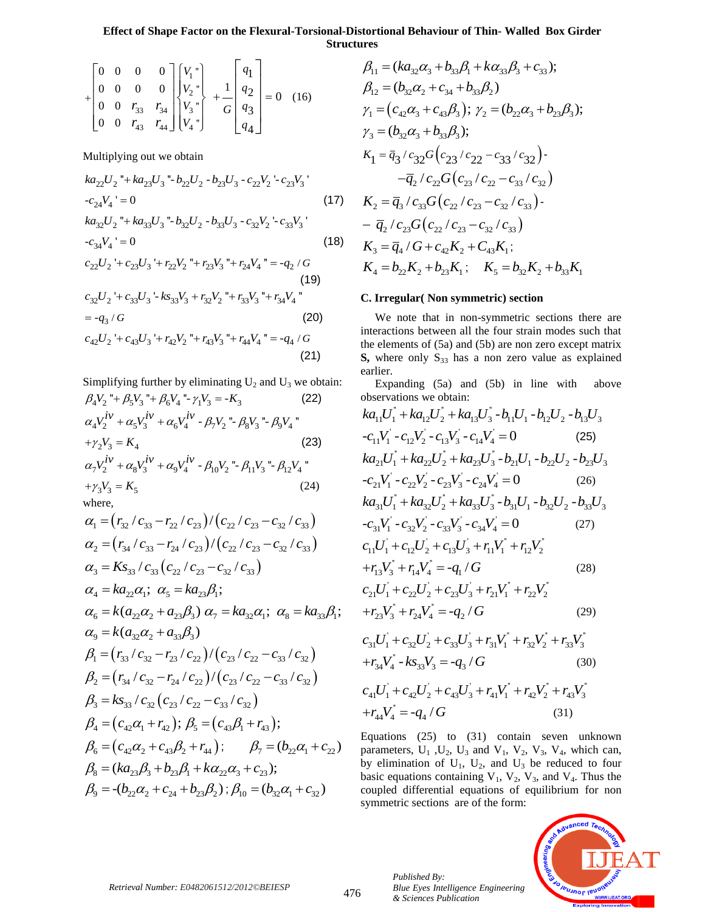$$+\begin{bmatrix} 0 & 0 & 0 & 0 \\ 0 & 0 & 0 & 0 \\ 0 & 0 & r_{33} & r_{34} \\ 0 & 0 & r_{43} & r_{44} \end{bmatrix} \begin{Bmatrix} V_1" \\ V_2" \\ V_3" \\ V_4" \end{Bmatrix} + \frac{1}{G} \begin{bmatrix} q_1 \\ q_2 \\ q_3 \\ q_4 \end{bmatrix} = 0 \quad (16)$$

Multiplying out we obtain

$$ka_{22}U_2" + ka_{23}U_3" - b_{22}U_2 - b_{23}U_3 - c_{22}V_2' - c_{23}V_3' - c_{24}V_4' = 0 \quad (17)$$

$$ka_{32}U_2" + ka_{33}U_3" - b_{32}U_2 - b_{33}U_3 - c_{32}V_2' - c_{33}V_3' - c_{34}V_4' = 0 \quad (18)$$

$$c_{22}U_2' + c_{23}U_3' + r_{22}V_2" + r_{23}V_3" + r_{24}V_4" = -q_2/G \quad (19)$$

$$c_{32}U_2' + c_{33}U_3' - ks_{33}V_3 + r_{32}V_2" + r_{33}V_3" + r_{34}V_4" = -q_3/G \quad (20)$$

$$c_{42}U_2' + c_{43}U_3' + r_{42}V_2" + r_{43}V_3" + r_{44}V_4" = -q_4/G \quad (21)$$

Simplifying further by eliminating $U_2$ and $U_3$ we obtain:

$$\beta_4 V_2" + \beta_5 V_3" + \beta_6 V_4" - \gamma_1 V_3 = -K_3 \quad (22)$$

$$\alpha_4 V_2^{iv} + \alpha_5 V_3^{iv} + \alpha_6 V_4^{iv} - \beta_7 V_2" - \beta_8 V_3" - \beta_9 V_4" + \gamma_2 V_3 = K_4 \quad (23)$$

$$\alpha_7 V_2^{iv} + \alpha_8 V_3^{iv} + \alpha_9 V_4^{iv} - \beta_{10} V_2" - \beta_{11} V_3" - \beta_{12} V_4" + \gamma_3 V_3 = K_5 \quad (24)$$

where,

$$\alpha_1 = \left(r_{32}/c_{33} - r_{22}/c_{23}\right)/\left(c_{22}/c_{23} - c_{32}/c_{33}\right)$$

$$\alpha_2 = \left(r_{34}/c_{33} - r_{24}/c_{23}\right)/\left(c_{22}/c_{23} - c_{32}/c_{33}\right)$$

$$\alpha_3 = Ks_{33}/c_{33}\left(c_{22}/c_{23} - c_{32}/c_{33}\right)$$

$$\alpha_4 = ka_{22}\alpha_1; \quad \alpha_5 = ka_{23}\beta_1;$$

$$\alpha_6 = k(a_{22}\alpha_2 + a_{23}\beta_3) \quad \alpha_7 = ka_{32}\alpha_1; \quad \alpha_8 = ka_{33}\beta_1;$$

$$\alpha_9 = k(a_{32}\alpha_2 + a_{33}\beta_3)$$

$$\beta_1 = \left(r_{33}/c_{32} - r_{23}/c_{22}\right)/\left(c_{23}/c_{22} - c_{33}/c_{32}\right)$$

$$\beta_2 = \left(r_{34}/c_{32} - r_{24}/c_{22}\right)/\left(c_{23}/c_{22} - c_{33}/c_{32}\right)$$

$$\beta_3 = ks_{33}/c_{32}\left(c_{23}/c_{22} - c_{33}/c_{32}\right)$$

$$\beta_4 = \left(c_{42}\alpha_1 + r_{42}\right); \quad \beta_5 = \left(c_{43}\beta_1 + r_{43}\right);$$

$$\beta_6 = \left(c_{42}\alpha_2 + c_{43}\beta_2 + r_{44}\right); \quad \beta_7 = (b_{22}\alpha_1 + c_{22})$$

$$\beta_8 = (ka_{23}\beta_3 + b_{23}\beta_1 + k\alpha_{22}\alpha_3 + c_{23});$$

$$\beta_9 = -(b_{22}\alpha_2 + c_{24} + b_{23}\beta_2); \quad \beta_{10} = (b_{32}\alpha_1 + c_{32})$$

$$\beta_{11} = (ka_{32}\alpha_3 + b_{33}\beta_1 + k\alpha_{33}\beta_3 + c_{33});$$

$$\beta_{12} = (b_{32}\alpha_2 + c_{34} + b_{33}\beta_2)$$

$$\gamma_1 = (c_{42}\alpha_3 + c_{43}\beta_3); \quad \gamma_2 = (b_{22}\alpha_3 + b_{23}\beta_3);$$

$$\gamma_3 = (b_{32}\alpha_3 + b_{33}\beta_3);$$

$$K_1 = \bar{q}_3/c_{32}G\left(c_{23}/c_{22} - c_{33}/c_{32}\right) - \bar{q}_2/c_{22}G\left(c_{23}/c_{22} - c_{33}/c_{32}\right)$$

$$K_2 = \bar{q}_3/c_{33}G\left(c_{22}/c_{23} - c_{32}/c_{33}\right) - \bar{q}_2/c_{23}G\left(c_{22}/c_{23} - c_{32}/c_{33}\right)$$

$$K_3 = \bar{q}_4/G + c_{42}K_2 + C_{43}K_1;$$

$$K_4 = b_{22}K_2 + b_{23}K_1; \quad K_5 = b_{32}K_2 + b_{33}K_1$$

### C. Irregular( Non symmetric) section

We note that in non-symmetric sections there are interactions between all the four strain modes such that the elements of (5a) and (5b) are non zero except matrix **S,** where only $S_{33}$ has a non zero value as explained earlier.

Expanding (5a) and (5b) in line with above observations we obtain:

$$ka_{11}U_1" + ka_{12}U_2" + ka_{13}U_3" - b_{11}U_1 - b_{12}U_2 - b_{13}U_3 - c_{11}V_1' - c_{12}V_2' - c_{13}V_3' - c_{14}V_4' = 0 \quad (25)$$

$$ka_{21}U_1" + ka_{22}U_2" + ka_{23}U_3" - b_{21}U_1 - b_{22}U_2 - b_{23}U_3 - c_{21}V_1' - c_{22}V_2' - c_{23}V_3' - c_{24}V_4' = 0 \quad (26)$$

$$ka_{31}U_1" + ka_{32}U_2" + ka_{33}U_3" - b_{31}U_1 - b_{32}U_2 - b_{33}U_3 - c_{31}V_1' - c_{32}V_2' - c_{33}V_3' - c_{34}V_4' = 0 \quad (27)$$

$$c_{11}U_1' + c_{12}U_2' + c_{13}U_3' + r_{11}V_1" + r_{12}V_2" + r_{13}V_3" + r_{14}V_4" = -q_1/G \quad (28)$$

$$c_{21}U_1' + c_{22}U_2' + c_{23}U_3' + r_{21}V_1" + r_{22}V_2" + r_{23}V_3" + r_{24}V_4" = -q_2/G \quad (29)$$

$$c_{31}U_1' + c_{32}U_2' + c_{33}U_3' + r_{31}V_1" + r_{32}V_2" + r_{33}V_3" + r_{34}V_4" - ks_{33}V_3 = -q_3/G \quad (30)$$

$$c_{41}U_1' + c_{42}U_2' + c_{43}U_3' + r_{41}V_1" + r_{42}V_2" + r_{43}V_3" + r_{44}V_4" = -q_4/G \quad (31)$$

Equations (25) to (31) contain seven unknown parameters, $U_1$, $U_2$, $U_3$ and $V_1$, $V_2$, $V_3$, $V_4$, which can, by elimination of $U_1$, $U_2$, and $U_3$ be reduced to four basic equations containing $V_1$, $V_2$, $V_3$, and $V_4$. Thus the coupled differential equations of equilibrium for non symmetric sections are of the form: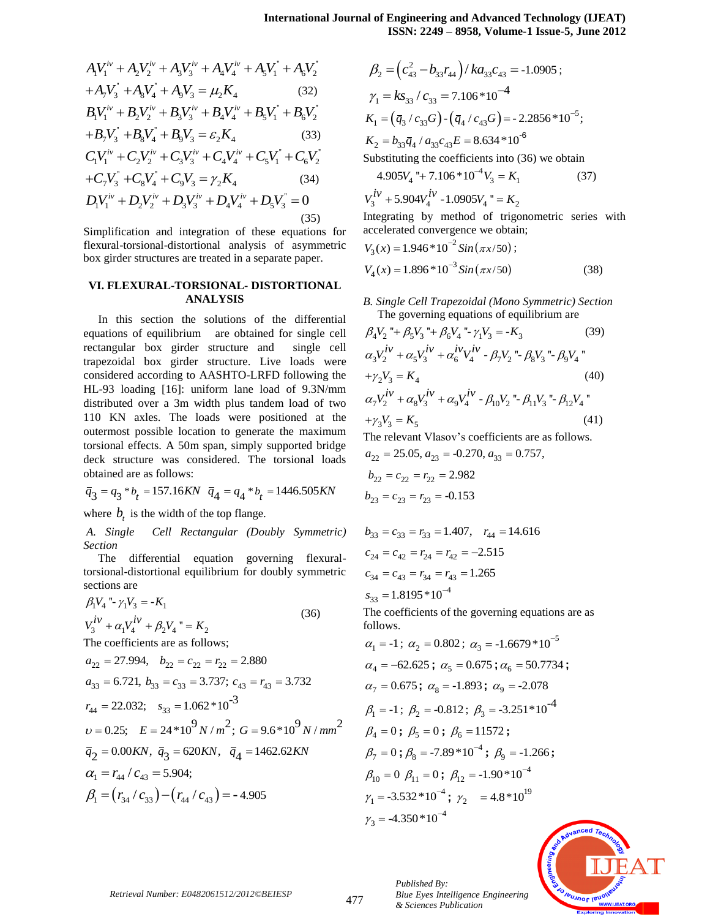$$A_1V_1^{iv} + A_2V_2^{iv} + A_3V_3^{iv} + A_4V_4^{iv} + A_5V_1'' + A_6V_2''$$
$$+A_7V_3'' + A_8V_4'' + A_9V_3 = \mu_2 K_4 \quad (32)$$
$$B_1V_1^{iv} + B_2V_2^{iv} + B_3V_3^{iv} + B_4V_4^{iv} + B_5V_1'' + B_6V_2''$$
$$+B_7V_3'' + B_8V_4'' + B_9V_3 = \varepsilon_2 K_4 \quad (33)$$
$$C_1V_1^{iv} + C_2V_2^{iv} + C_3V_3^{iv} + C_4V_4^{iv} + C_5V_1'' + C_6V_2''$$
$$+C_7V_3'' + C_8V_4'' + C_9V_3 = \gamma_2 K_4 \quad (34)$$
$$D_1V_1^{iv} + D_2V_2^{iv} + D_3V_3^{iv} + D_4V_4^{iv} + D_5V_3'' = 0 \quad (35)$$

Simplification and integration of these equations for flexural-torsional-distortional analysis of asymmetric box girder structures are treated in a separate paper.

## VI. FLEXURAL-TORSIONAL- DISTORTIONAL ANALYSIS

In this section the solutions of the differential equations of equilibrium are obtained for single cell rectangular box girder structure and single cell trapezoidal box girder structure. Live loads were considered according to AASHTO-LRFD following the HL-93 loading [16]: uniform lane load of 9.3N/mm distributed over a 3m width plus tandem load of two 110 KN axles. The loads were positioned at the outermost possible location to generate the maximum torsional effects. A 50m span, simply supported bridge deck structure was considered. The torsional loads obtained are as follows:

$\bar{q}_3 = q_3 * b_t = 157.16KN \quad \bar{q}_4 = q_4 * b_t = 1446.505KN$

where $b_t$ is the width of the top flange.

### *A. Single Cell Rectangular (Doubly Symmetric) Section*

The differential equation governing flexural-torsional-distortional equilibrium for doubly symmetric sections are

$$\beta_1 V_4'' - \gamma_1 V_3 = -K_1$$
$$V_3^{iv} + \alpha_1 V_4^{iv} + \beta_2 V_4'' = K_2 \quad (36)$$

The coefficients are as follows;

$a_{22} = 27.994, \quad b_{22} = c_{22} = r_{22} = 2.880$

$a_{33} = 6.721,\ b_{33} = c_{33} = 3.737;\ c_{43} = r_{43} = 3.732$

$r_{44} = 22.032; \quad s_{33} = 1.062*10^{-3}$

$\upsilon = 0.25; \quad E = 24*10^9\ N/m^2;\ G = 9.6*10^9\ N/mm^2$

$\bar{q}_2 = 0.00KN,\ \bar{q}_3 = 620KN,\ \bar{q}_4 = 1462.62KN$

$\alpha_1 = r_{44}/c_{43} = 5.904;$

$\beta_1 = (r_{34}/c_{33}) - (r_{44}/c_{43}) = -4.905$

$\beta_2 = (c_{43}^2 - b_{33}r_{44})/ka_{33}c_{43} = -1.0905;$

$\gamma_1 = ks_{33}/c_{33} = 7.106*10^{-4}$

$K_1 = (\bar{q}_3/c_{33}G) - (\bar{q}_4/c_{43}G) = -2.2856*10^{-5};$

$K_2 = b_{33}\bar{q}_4/a_{33}c_{43}E = 8.634*10^{-6}$

Substituting the coefficients into (36) we obtain

$$4.905V_4'' + 7.106*10^{-4}V_3 = K_1 \quad (37)$$
$$V_3^{iv} + 5.904V_4^{iv} - 1.0905V_4'' = K_2$$

Integrating by method of trigonometric series with accelerated convergence we obtain;

$$V_3(x) = 1.946*10^{-2}\, Sin(\pi x/50);$$
$$V_4(x) = 1.896*10^{-3}\, Sin(\pi x/50) \quad (38)$$

### *B. Single Cell Trapezoidal (Mono Symmetric) Section*

The governing equations of equilibrium are

$$\beta_4V_2'' + \beta_5V_3'' + \beta_6V_4'' - \gamma_1V_3 = -K_3 \quad (39)$$
$$\alpha_3V_2^{iv} + \alpha_5V_3^{iv} + \alpha_6^{iv}V_4^{iv} - \beta_7V_2'' - \beta_8V_3'' - \beta_9V_4''$$
$$+\gamma_2V_3 = K_4 \quad (40)$$
$$\alpha_7V_2^{iv} + \alpha_8V_3^{iv} + \alpha_9V_4^{iv} - \beta_{10}V_2'' - \beta_{11}V_3'' - \beta_{12}V_4''$$
$$+\gamma_3V_3 = K_5 \quad (41)$$

The relevant Vlasov's coefficients are as follows.

$a_{22} = 25.05,\ a_{23} = -0.270,\ a_{33} = 0.757,$

$b_{22} = c_{22} = r_{22} = 2.982$

$b_{23} = c_{23} = r_{23} = -0.153$

$b_{33} = c_{33} = r_{33} = 1.407, \quad r_{44} = 14.616$

$c_{24} = c_{42} = r_{24} = r_{42} = -2.515$

$c_{34} = c_{43} = r_{34} = r_{43} = 1.265$

$s_{33} = 1.8195*10^{-4}$

The coefficients of the governing equations are as follows.

$\alpha_1 = -1;\ \alpha_2 = 0.802;\ \alpha_3 = -1.6679*10^{-5}$

$\alpha_4 = -62.625;\ \alpha_5 = 0.675;\ \alpha_6 = 50.7734;$

$\alpha_7 = 0.675;\ \alpha_8 = -1.893;\ \alpha_9 = -2.078$

$\beta_1 = -1;\ \beta_2 = -0.812;\ \beta_3 = -3.251*10^{-4}$

$\beta_4 = 0;\ \beta_5 = 0;\ \beta_6 = 11572;$

$\beta_7 = 0;\ \beta_8 = -7.89*10^{-4};\ \beta_9 = -1.266;$

$\beta_{10} = 0\ \ \beta_{11} = 0;\ \beta_{12} = -1.90*10^{-4}$

$\gamma_1 = -3.532*10^{-4};\ \gamma_2 = 4.8*10^{19}$

$\gamma_3 = -4.350*10^{-4}$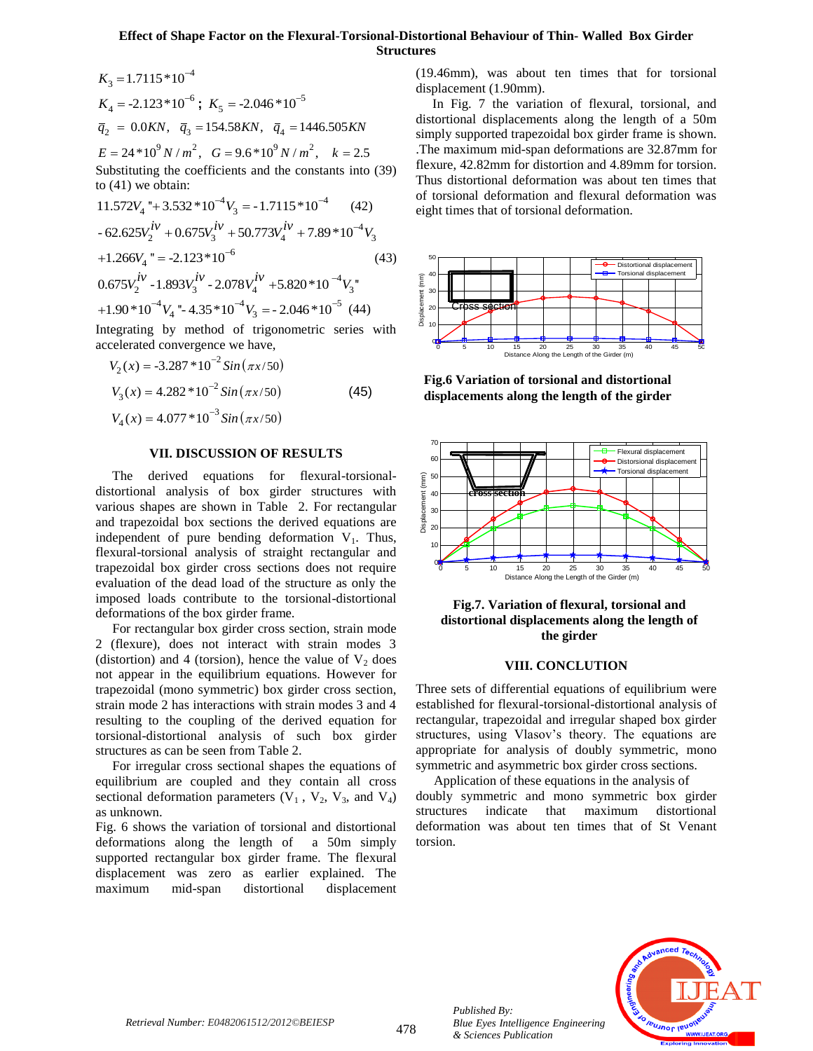$K_3 = 1.7115*10^{-4}$

$K_4 = -2.123*10^{-6}$; $K_5 = -2.046*10^{-5}$

$\bar{q}_2 = 0.0KN, \quad \bar{q}_3 = 154.58KN, \quad \bar{q}_4 = 1446.505KN$

$E = 24*10^9 N/m^2, \quad G = 9.6*10^9 N/m^2, \quad k = 2.5$

Substituting the coefficients and the constants into (39) to (41) we obtain:

$$11.572V_4{}'' + 3.532*10^{-4}V_3 = -1.7115*10^{-4} \qquad (42)$$

$$-62.625V_2^{iv} + 0.675V_3^{iv} + 50.773V_4^{iv} + 7.89*10^{-4}V_3 + 1.266V_4{}'' = -2.123*10^{-6} \qquad (43)$$

$$0.675V_2^{iv} - 1.893V_3^{iv} - 2.078V_4^{iv} + 5.820*10^{-4}V_3{}'' + 1.90*10^{-4}V_4{}'' - 4.35*10^{-4}V_3 = -2.046*10^{-5} \quad (44)$$

Integrating by method of trigonometric series with accelerated convergence we have,

$$V_2(x) = -3.287*10^{-2}Sin(\pi x/50)$$
$$V_3(x) = 4.282*10^{-2}Sin(\pi x/50) \qquad (45)$$
$$V_4(x) = 4.077*10^{-3}Sin(\pi x/50)$$

## VII. DISCUSSION OF RESULTS

The derived equations for flexural-torsional-distortional analysis of box girder structures with various shapes are shown in Table 2. For rectangular and trapezoidal box sections the derived equations are independent of pure bending deformation $V_1$. Thus, flexural-torsional analysis of straight rectangular and trapezoidal box girder cross sections does not require evaluation of the dead load of the structure as only the imposed loads contribute to the torsional-distortional deformations of the box girder frame.

For rectangular box girder cross section, strain mode 2 (flexure), does not interact with strain modes 3 (distortion) and 4 (torsion), hence the value of $V_2$ does not appear in the equilibrium equations. However for trapezoidal (mono symmetric) box girder cross section, strain mode 2 has interactions with strain modes 3 and 4 resulting to the coupling of the derived equation for torsional-distortional analysis of such box girder structures as can be seen from Table 2.

For irregular cross sectional shapes the equations of equilibrium are coupled and they contain all cross sectional deformation parameters ($V_1$, $V_2$, $V_3$, and $V_4$) as unknown.

Fig. 6 shows the variation of torsional and distortional deformations along the length of a 50m simply supported rectangular box girder frame. The flexural displacement was zero as earlier explained. The maximum mid-span distortional displacement (19.46mm), was about ten times that for torsional displacement (1.90mm).

In Fig. 7 the variation of flexural, torsional, and distortional displacements along the length of a 50m simply supported trapezoidal box girder frame is shown. .The maximum mid-span deformations are 32.87mm for flexure, 42.82mm for distortion and 4.89mm for torsion. Thus distortional deformation was about ten times that of torsional deformation and flexural deformation was eight times that of torsional deformation.

**Fig.6 Variation of torsional and distortional displacements along the length of the girder**

**Fig.7. Variation of flexural, torsional and distortional displacements along the length of the girder**

## VIII. CONCLUTION

Three sets of differential equations of equilibrium were established for flexural-torsional-distortional analysis of rectangular, trapezoidal and irregular shaped box girder structures, using Vlasov's theory. The equations are appropriate for analysis of doubly symmetric, mono symmetric and asymmetric box girder cross sections.

Application of these equations in the analysis of doubly symmetric and mono symmetric box girder structures indicate that maximum distortional deformation was about ten times that of St Venant torsion.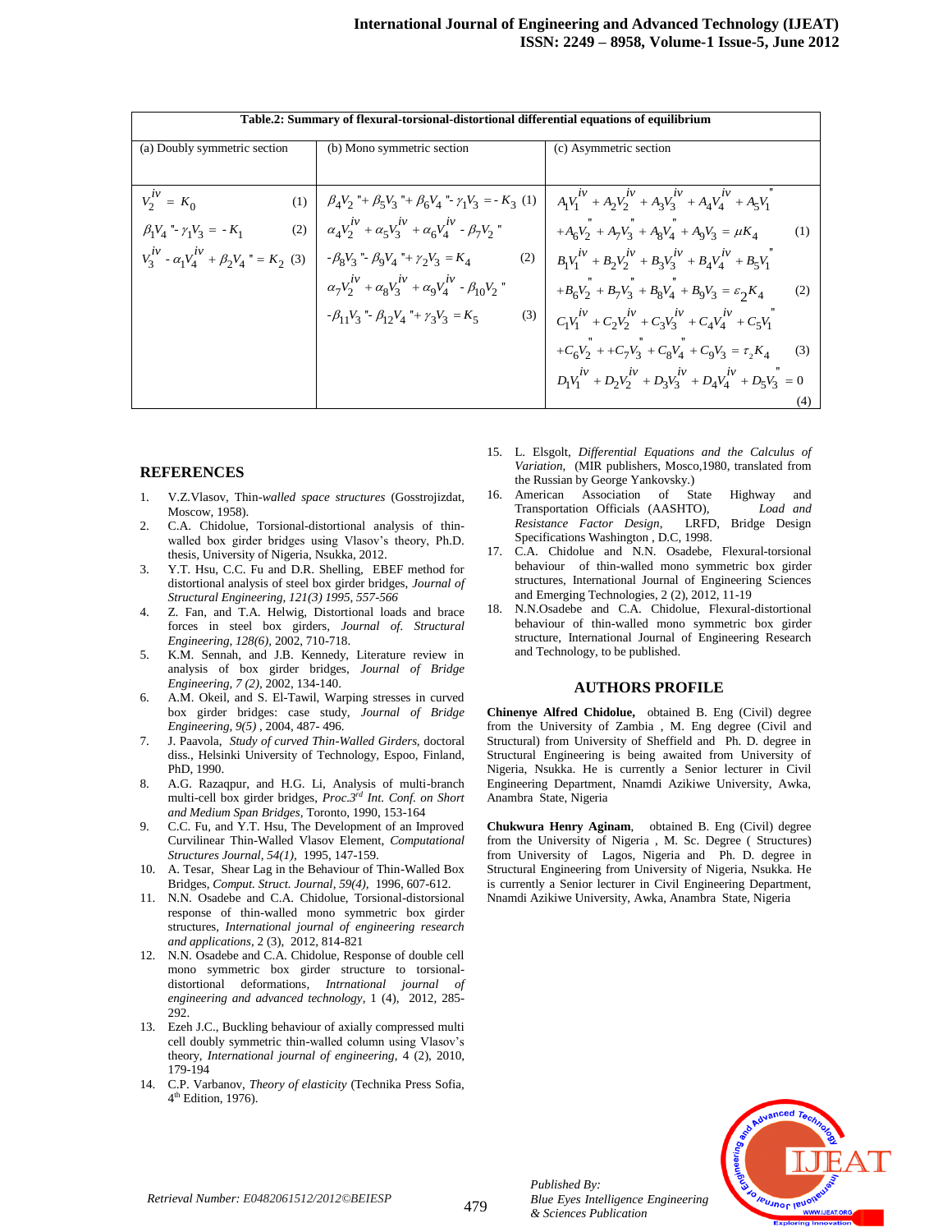**Table.2: Summary of flexural-torsional-distortional differential equations of equilibrium**

| (a) Doubly symmetric section | (b) Mono symmetric section | (c) Asymmetric section |
|---|---|---|
| $V_2^{iv} = K_0$ (1) <br> $\beta_1 V_4'' - \gamma_1 V_3 = -K_1$ (2) <br> $V_3^{iv} - \alpha_1 V_4^{iv} + \beta_2 V_4'' = K_2$ (3) | $\beta_4 V_2'' + \beta_5 V_3'' + \beta_6 V_4'' - \gamma_1 V_3 = -K_3$ (1) <br> $\alpha_4 V_2^{iv} + \alpha_5 V_3^{iv} + \alpha_6 V_4^{iv} - \beta_7 V_2''$ <br> $-\beta_8 V_3'' - \beta_9 V_4'' + \gamma_2 V_3 = K_4$ (2) <br> $\alpha_7 V_2^{iv} + \alpha_8 V_3^{iv} + \alpha_9 V_4^{iv} - \beta_{10} V_2''$ <br> $-\beta_{11} V_3'' - \beta_{12} V_4'' + \gamma_3 V_3 = K_5$ (3) | $A_1 V_1^{iv} + A_2 V_2^{iv} + A_3 V_3^{iv} + A_4 V_4^{iv} + A_5 V_1''$ <br> $+A_6 V_2'' + A_7 V_3'' + A_8 V_4'' + A_9 V_3 = \mu K_4$ (1) <br> $B_1 V_1^{iv} + B_2 V_2^{iv} + B_3 V_3^{iv} + B_4 V_4^{iv} + B_5 V_1''$ <br> $+B_6 V_2'' + B_7 V_3'' + B_8 V_4'' + B_9 V_3 = \varepsilon_2 K_4$ (2) <br> $C_1 V_1^{iv} + C_2 V_2^{iv} + C_3 V_3^{iv} + C_4 V_4^{iv} + C_5 V_1''$ <br> $+C_6 V_2'' + +C_7 V_3'' + C_8 V_4'' + C_9 V_3 = \tau_2 K_4$ (3) <br> $D_1 V_1^{iv} + D_2 V_2^{iv} + D_3 V_3^{iv} + D_4 V_4^{iv} + D_5 V_3'' = 0$ (4) |

## REFERENCES

1. V.Z.Vlasov, Thin-*walled space structures* (Gosstrojizdat, Moscow, 1958).
2. C.A. Chidolue, Torsional-distortional analysis of thin-walled box girder bridges using Vlasov's theory, Ph.D. thesis, University of Nigeria, Nsukka, 2012.
3. Y.T. Hsu, C.C. Fu and D.R. Shelling, EBEF method for distortional analysis of steel box girder bridges, *Journal of Structural Engineering, 121(3) 1995, 557-566*
4. Z. Fan, and T.A. Helwig, Distortional loads and brace forces in steel box girders, *Journal of. Structural Engineering, 128(6)*, 2002, 710-718.
5. K.M. Sennah, and J.B. Kennedy, Literature review in analysis of box girder bridges, *Journal of Bridge Engineering, 7 (2)*, 2002, 134-140.
6. A.M. Okeil, and S. El-Tawil, Warping stresses in curved box girder bridges: case study, *Journal of Bridge Engineering, 9(5)* , 2004, 487- 496.
7. J. Paavola, *Study of curved Thin-Walled Girders*, doctoral diss., Helsinki University of Technology, Espoo, Finland, PhD, 1990.
8. A.G. Razaqpur, and H.G. Li, Analysis of multi-branch multi-cell box girder bridges, *Proc.3[rd] Int. Conf. on Short and Medium Span Bridges*, Toronto, 1990, 153-164
9. C.C. Fu, and Y.T. Hsu, The Development of an Improved Curvilinear Thin-Walled Vlasov Element, *Computational Structures Journal, 54(1)*, 1995, 147-159.
10. A. Tesar, Shear Lag in the Behaviour of Thin-Walled Box Bridges, *Comput. Struct. Journal, 59(4)*, 1996, 607-612.
11. N.N. Osadebe and C.A. Chidolue, Torsional-distorsional response of thin-walled mono symmetric box girder structures, *International journal of engineering research and applications*, 2 (3), 2012, 814-821
12. N.N. Osadebe and C.A. Chidolue, Response of double cell mono symmetric box girder structure to torsional-distortional deformations, *Intrnational journal of engineering and advanced technology*, 1 (4), 2012, 285-292.
13. Ezeh J.C., Buckling behaviour of axially compressed multi cell doubly symmetric thin-walled column using Vlasov's theory, *International journal of engineering*, 4 (2), 2010, 179-194
14. C.P. Varbanov, *Theory of elasticity* (Technika Press Sofia, 4[th] Edition, 1976).
15. L. Elsgolt, *Differential Equations and the Calculus of Variation*, (MIR publishers, Mosco,1980, translated from the Russian by George Yankovsky.)
16. American Association of State Highway and Transportation Officials (AASHTO), *Load and Resistance Factor Design*, LRFD, Bridge Design Specifications Washington , D.C, 1998.
17. C.A. Chidolue and N.N. Osadebe, Flexural-torsional behaviour of thin-walled mono symmetric box girder structures, International Journal of Engineering Sciences and Emerging Technologies, 2 (2), 2012, 11-19
18. N.N.Osadebe and C.A. Chidolue, Flexural-distortional behaviour of thin-walled mono symmetric box girder structure, International Journal of Engineering Research and Technology, to be published.

## AUTHORS PROFILE

**Chinenye Alfred Chidolue,** obtained B. Eng (Civil) degree from the University of Zambia , M. Eng degree (Civil and Structural) from University of Sheffield and Ph. D. degree in Structural Engineering is being awaited from University of Nigeria, Nsukka. He is currently a Senior lecturer in Civil Engineering Department, Nnamdi Azikiwe University, Awka, Anambra State, Nigeria

**Chukwura Henry Aginam**, obtained B. Eng (Civil) degree from the University of Nigeria , M. Sc. Degree ( Structures) from University of Lagos, Nigeria and Ph. D. degree in Structural Engineering from University of Nigeria, Nsukka. He is currently a Senior lecturer in Civil Engineering Department, Nnamdi Azikiwe University, Awka, Anambra State, Nigeria